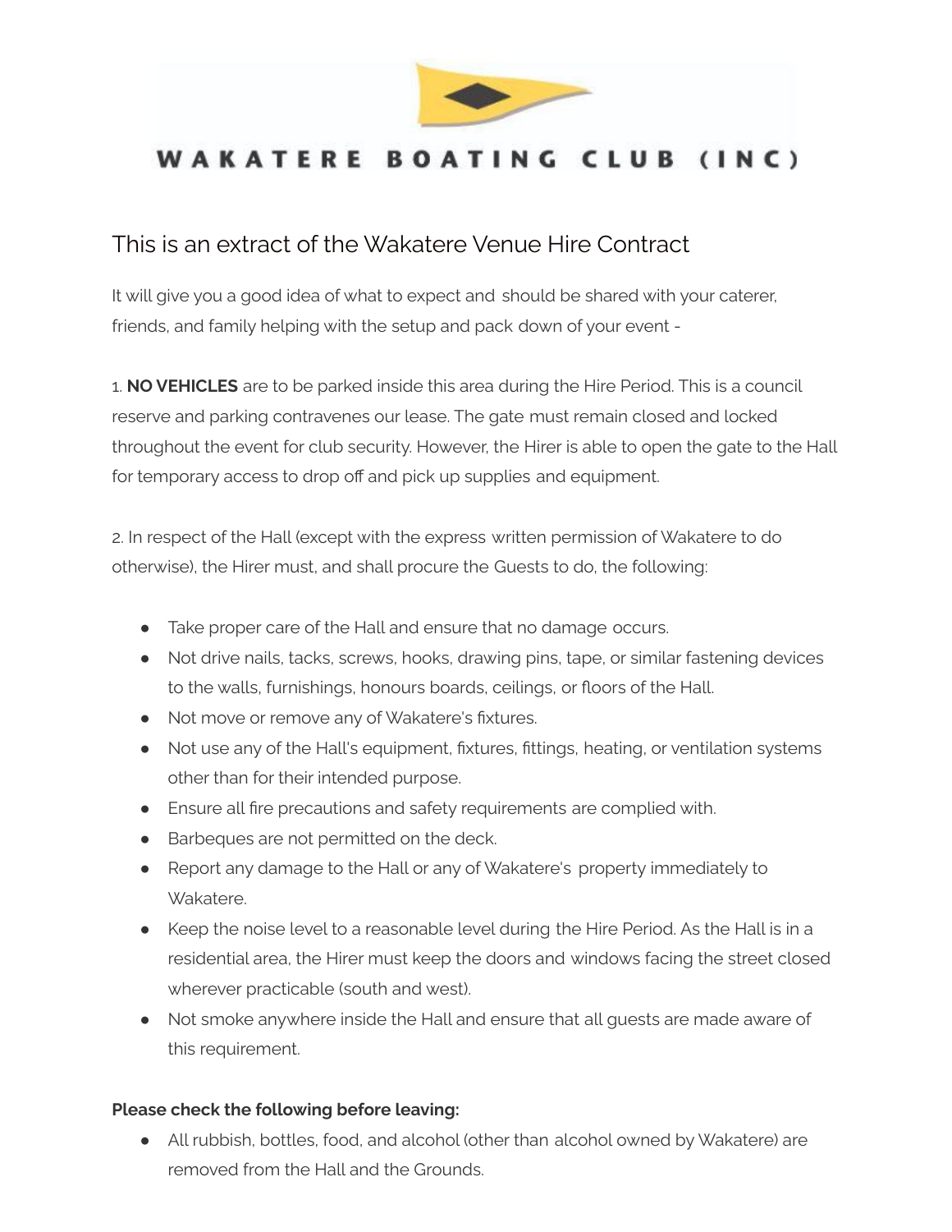WAKATERE BOATING CLUB (INC)

## This is an extract of the Wakatere Venue Hire Contract

It will give you a good idea of what to expect and should be shared with your caterer, friends, and family helping with the setup and pack down of your event -

1. **NO VEHICLES** are to be parked inside this area during the Hire Period. This is a council reserve and parking contravenes our lease. The gate must remain closed and locked throughout the event for club security. However, the Hirer is able to open the gate to the Hall for temporary access to drop off and pick up supplies and equipment.

2. In respect of the Hall (except with the express written permission of Wakatere to do otherwise), the Hirer must, and shall procure the Guests to do, the following:

- Take proper care of the Hall and ensure that no damage occurs.
- Not drive nails, tacks, screws, hooks, drawing pins, tape, or similar fastening devices to the walls, furnishings, honours boards, ceilings, or floors of the Hall.
- Not move or remove any of Wakatere's fixtures.
- Not use any of the Hall's equipment, fixtures, fittings, heating, or ventilation systems other than for their intended purpose.
- Ensure all fire precautions and safety requirements are complied with.
- Barbeques are not permitted on the deck.
- Report any damage to the Hall or any of Wakatere's property immediately to Wakatere.
- Keep the noise level to a reasonable level during the Hire Period. As the Hall is in a residential area, the Hirer must keep the doors and windows facing the street closed wherever practicable (south and west).
- Not smoke anywhere inside the Hall and ensure that all guests are made aware of this requirement.

**Please check the following before leaving:**

- All rubbish, bottles, food, and alcohol (other than alcohol owned by Wakatere) are removed from the Hall and the Grounds.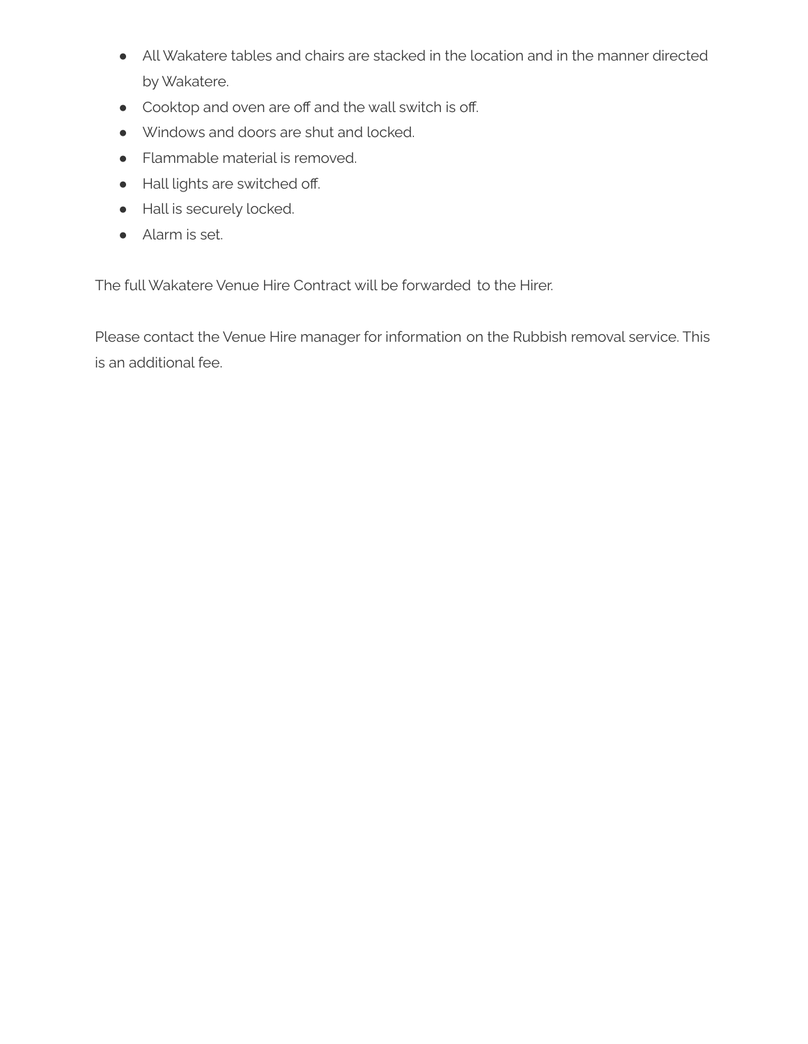- All Wakatere tables and chairs are stacked in the location and in the manner directed by Wakatere.
- Cooktop and oven are off and the wall switch is off.
- Windows and doors are shut and locked.
- Flammable material is removed.
- Hall lights are switched off.
- Hall is securely locked.
- Alarm is set.

The full Wakatere Venue Hire Contract will be forwarded to the Hirer.

Please contact the Venue Hire manager for information on the Rubbish removal service. This is an additional fee.